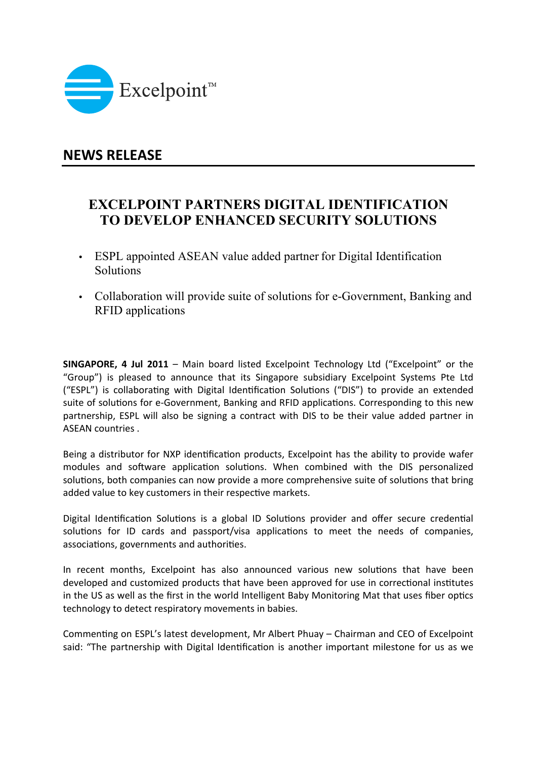Excelpoint™

## NEWS RELEASE

# EXCELPOINT PARTNERS DIGITAL IDENTIFICATION TO DEVELOP ENHANCED SECURITY SOLUTIONS

- ESPL appointed ASEAN value added partner for Digital Identification Solutions
- Collaboration will provide suite of solutions for e-Government, Banking and RFID applications

**SINGAPORE, 4 Jul 2011** – Main board listed Excelpoint Technology Ltd ("Excelpoint" or the "Group") is pleased to announce that its Singapore subsidiary Excelpoint Systems Pte Ltd ("ESPL") is collaborating with Digital Identification Solutions ("DIS") to provide an extended suite of solutions for e-Government, Banking and RFID applications. Corresponding to this new partnership, ESPL will also be signing a contract with DIS to be their value added partner in ASEAN countries .

Being a distributor for NXP identification products, Excelpoint has the ability to provide wafer modules and software application solutions. When combined with the DIS personalized solutions, both companies can now provide a more comprehensive suite of solutions that bring added value to key customers in their respective markets.

Digital Identification Solutions is a global ID Solutions provider and offer secure credential solutions for ID cards and passport/visa applications to meet the needs of companies, associations, governments and authorities.

In recent months, Excelpoint has also announced various new solutions that have been developed and customized products that have been approved for use in correctional institutes in the US as well as the first in the world Intelligent Baby Monitoring Mat that uses fiber optics technology to detect respiratory movements in babies.

Commenting on ESPL's latest development, Mr Albert Phuay – Chairman and CEO of Excelpoint said: "The partnership with Digital Identification is another important milestone for us as we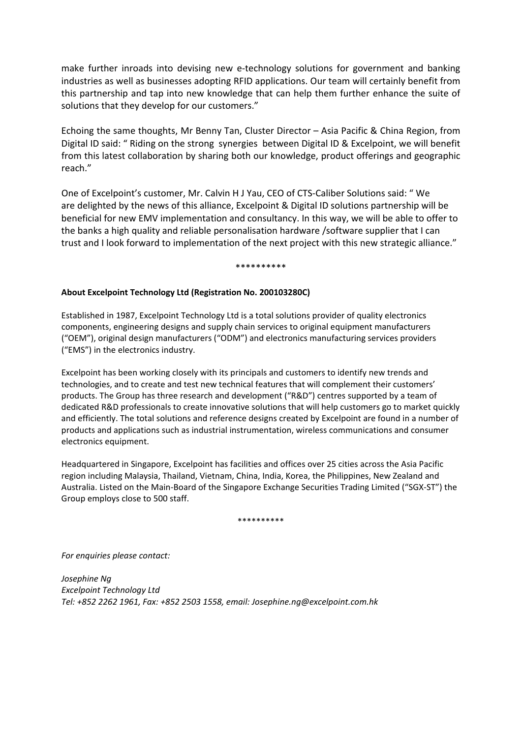make further inroads into devising new e-technology solutions for government and banking industries as well as businesses adopting RFID applications. Our team will certainly benefit from this partnership and tap into new knowledge that can help them further enhance the suite of solutions that they develop for our customers."

Echoing the same thoughts, Mr Benny Tan, Cluster Director – Asia Pacific & China Region, from Digital ID said: " Riding on the strong synergies between Digital ID & Excelpoint, we will benefit from this latest collaboration by sharing both our knowledge, product offerings and geographic reach."

One of Excelpoint's customer, Mr. Calvin H J Yau, CEO of CTS-Caliber Solutions said: " We are delighted by the news of this alliance, Excelpoint & Digital ID solutions partnership will be beneficial for new EMV implementation and consultancy. In this way, we will be able to offer to the banks a high quality and reliable personalisation hardware /software supplier that I can trust and I look forward to implementation of the next project with this new strategic alliance."

**********

**About Excelpoint Technology Ltd (Registration No. 200103280C)**

Established in 1987, Excelpoint Technology Ltd is a total solutions provider of quality electronics components, engineering designs and supply chain services to original equipment manufacturers ("OEM"), original design manufacturers ("ODM") and electronics manufacturing services providers ("EMS") in the electronics industry.

Excelpoint has been working closely with its principals and customers to identify new trends and technologies, and to create and test new technical features that will complement their customers' products. The Group has three research and development ("R&D") centres supported by a team of dedicated R&D professionals to create innovative solutions that will help customers go to market quickly and efficiently. The total solutions and reference designs created by Excelpoint are found in a number of products and applications such as industrial instrumentation, wireless communications and consumer electronics equipment.

Headquartered in Singapore, Excelpoint has facilities and offices over 25 cities across the Asia Pacific region including Malaysia, Thailand, Vietnam, China, India, Korea, the Philippines, New Zealand and Australia. Listed on the Main-Board of the Singapore Exchange Securities Trading Limited ("SGX-ST") the Group employs close to 500 staff.

**********

*For enquiries please contact:*

*Josephine Ng*
*Excelpoint Technology Ltd*
*Tel: +852 2262 1961, Fax: +852 2503 1558, email: Josephine.ng@excelpoint.com.hk*